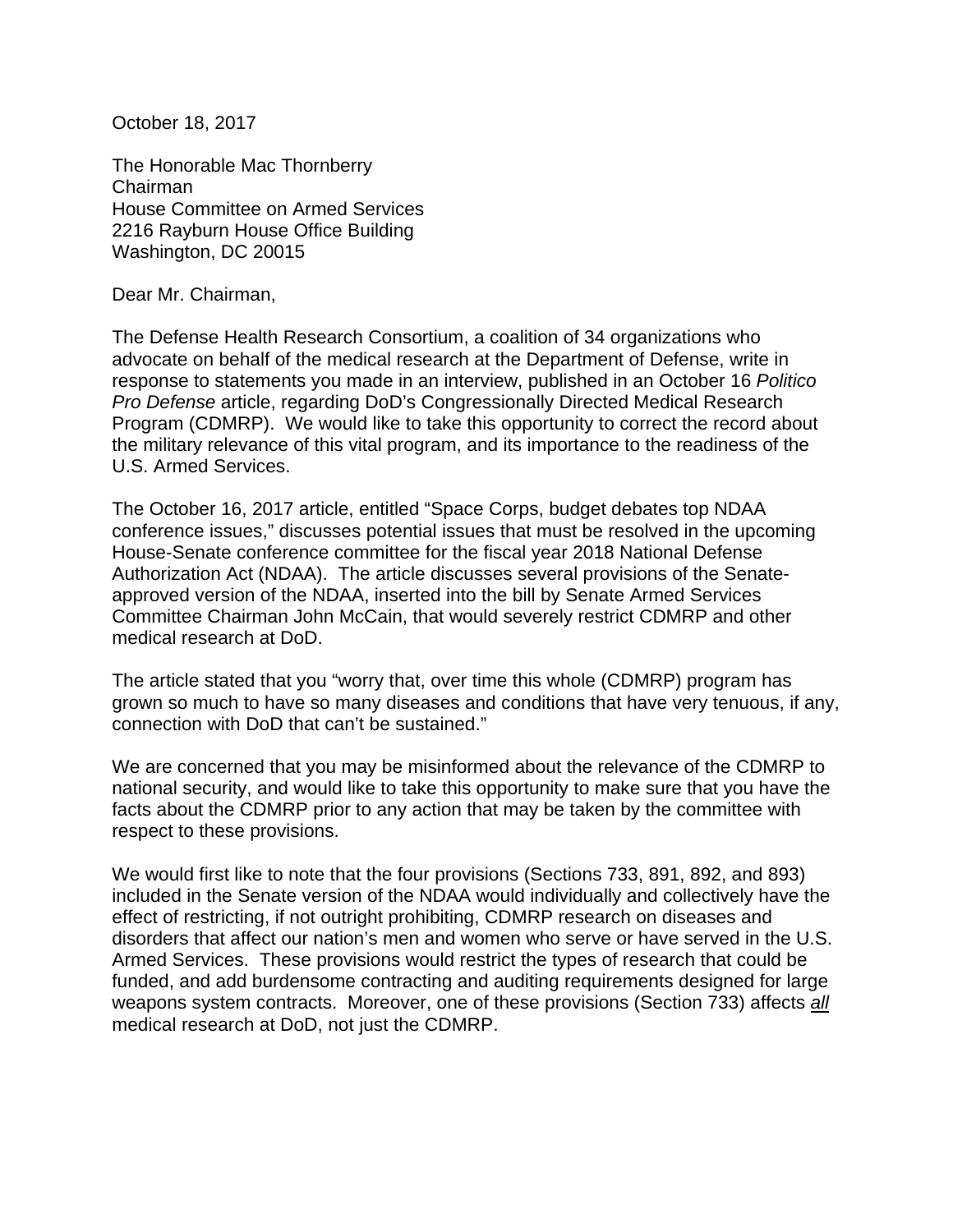October 18, 2017

The Honorable Mac Thornberry
Chairman
House Committee on Armed Services
2216 Rayburn House Office Building
Washington, DC 20015

Dear Mr. Chairman,

The Defense Health Research Consortium, a coalition of 34 organizations who advocate on behalf of the medical research at the Department of Defense, write in response to statements you made in an interview, published in an October 16 *Politico Pro Defense* article, regarding DoD's Congressionally Directed Medical Research Program (CDMRP). We would like to take this opportunity to correct the record about the military relevance of this vital program, and its importance to the readiness of the U.S. Armed Services.

The October 16, 2017 article, entitled "Space Corps, budget debates top NDAA conference issues," discusses potential issues that must be resolved in the upcoming House-Senate conference committee for the fiscal year 2018 National Defense Authorization Act (NDAA). The article discusses several provisions of the Senate-approved version of the NDAA, inserted into the bill by Senate Armed Services Committee Chairman John McCain, that would severely restrict CDMRP and other medical research at DoD.

The article stated that you "worry that, over time this whole (CDMRP) program has grown so much to have so many diseases and conditions that have very tenuous, if any, connection with DoD that can't be sustained."

We are concerned that you may be misinformed about the relevance of the CDMRP to national security, and would like to take this opportunity to make sure that you have the facts about the CDMRP prior to any action that may be taken by the committee with respect to these provisions.

We would first like to note that the four provisions (Sections 733, 891, 892, and 893) included in the Senate version of the NDAA would individually and collectively have the effect of restricting, if not outright prohibiting, CDMRP research on diseases and disorders that affect our nation's men and women who serve or have served in the U.S. Armed Services. These provisions would restrict the types of research that could be funded, and add burdensome contracting and auditing requirements designed for large weapons system contracts. Moreover, one of these provisions (Section 733) affects ***<u>all</u>*** medical research at DoD, not just the CDMRP.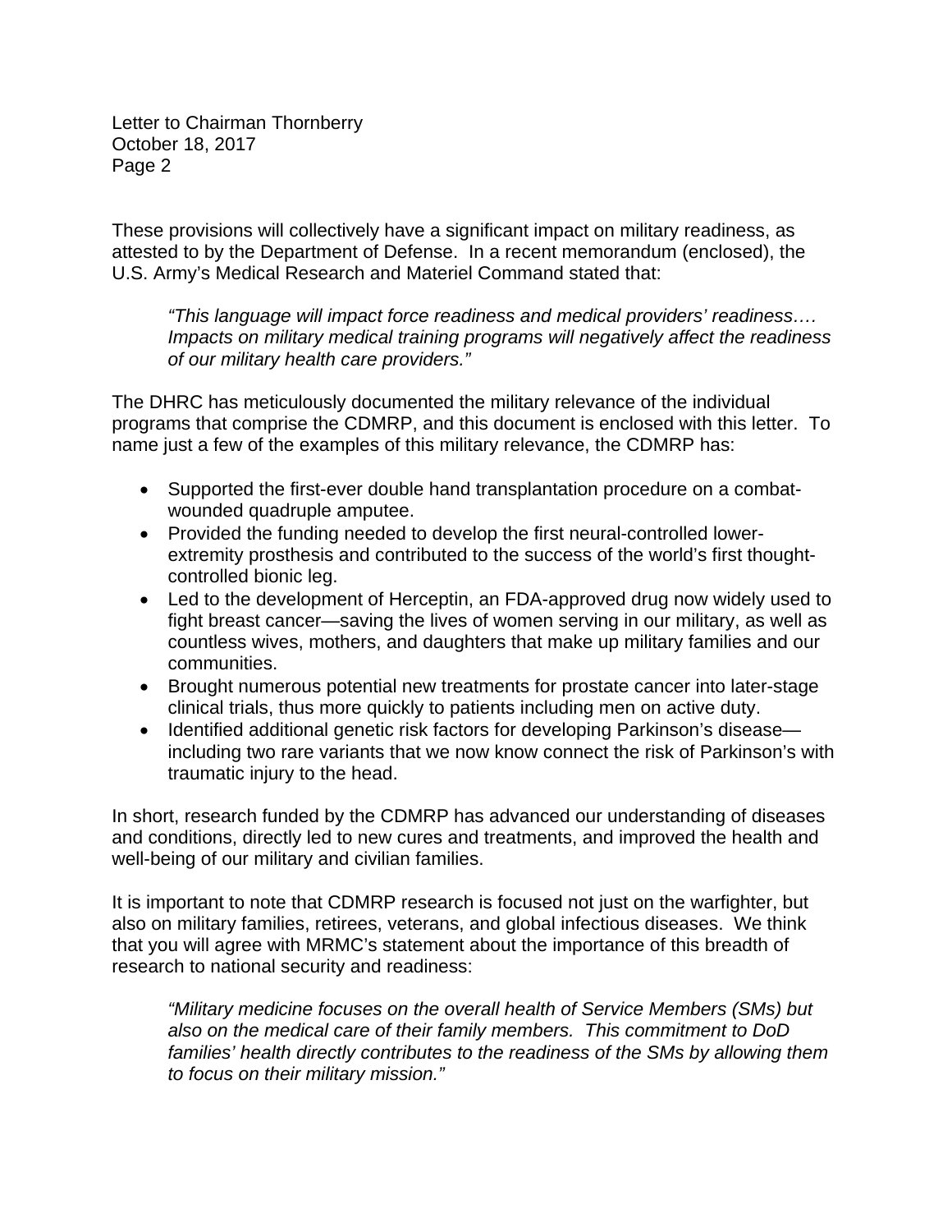These provisions will collectively have a significant impact on military readiness, as attested to by the Department of Defense. In a recent memorandum (enclosed), the U.S. Army's Medical Research and Materiel Command stated that:

> *"This language will impact force readiness and medical providers' readiness…. Impacts on military medical training programs will negatively affect the readiness of our military health care providers."*

The DHRC has meticulously documented the military relevance of the individual programs that comprise the CDMRP, and this document is enclosed with this letter. To name just a few of the examples of this military relevance, the CDMRP has:

- Supported the first-ever double hand transplantation procedure on a combat-wounded quadruple amputee.
- Provided the funding needed to develop the first neural-controlled lower-extremity prosthesis and contributed to the success of the world's first thought-controlled bionic leg.
- Led to the development of Herceptin, an FDA-approved drug now widely used to fight breast cancer—saving the lives of women serving in our military, as well as countless wives, mothers, and daughters that make up military families and our communities.
- Brought numerous potential new treatments for prostate cancer into later-stage clinical trials, thus more quickly to patients including men on active duty.
- Identified additional genetic risk factors for developing Parkinson's disease—including two rare variants that we now know connect the risk of Parkinson's with traumatic injury to the head.

In short, research funded by the CDMRP has advanced our understanding of diseases and conditions, directly led to new cures and treatments, and improved the health and well-being of our military and civilian families.

It is important to note that CDMRP research is focused not just on the warfighter, but also on military families, retirees, veterans, and global infectious diseases. We think that you will agree with MRMC's statement about the importance of this breadth of research to national security and readiness:

> *"Military medicine focuses on the overall health of Service Members (SMs) but also on the medical care of their family members. This commitment to DoD families' health directly contributes to the readiness of the SMs by allowing them to focus on their military mission."*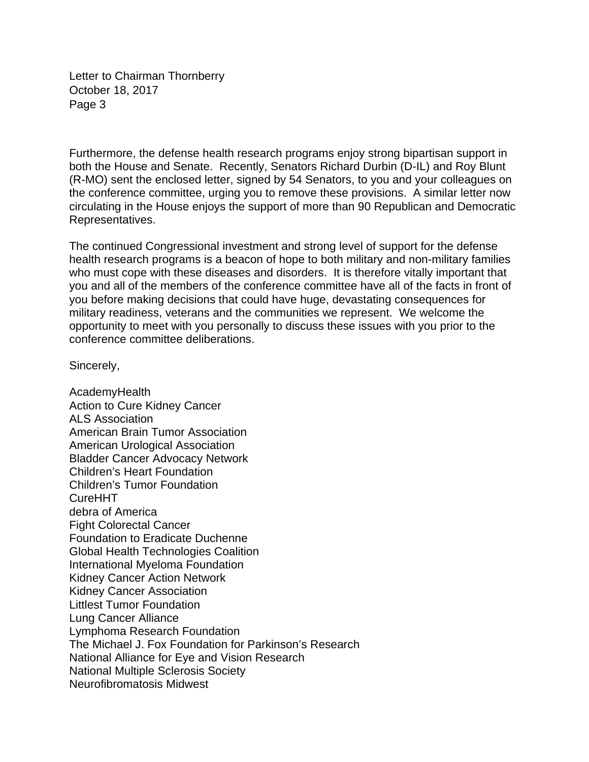Furthermore, the defense health research programs enjoy strong bipartisan support in both the House and Senate. Recently, Senators Richard Durbin (D-IL) and Roy Blunt (R-MO) sent the enclosed letter, signed by 54 Senators, to you and your colleagues on the conference committee, urging you to remove these provisions. A similar letter now circulating in the House enjoys the support of more than 90 Republican and Democratic Representatives.

The continued Congressional investment and strong level of support for the defense health research programs is a beacon of hope to both military and non-military families who must cope with these diseases and disorders. It is therefore vitally important that you and all of the members of the conference committee have all of the facts in front of you before making decisions that could have huge, devastating consequences for military readiness, veterans and the communities we represent. We welcome the opportunity to meet with you personally to discuss these issues with you prior to the conference committee deliberations.

Sincerely,

AcademyHealth
Action to Cure Kidney Cancer
ALS Association
American Brain Tumor Association
American Urological Association
Bladder Cancer Advocacy Network
Children's Heart Foundation
Children's Tumor Foundation
CureHHT
debra of America
Fight Colorectal Cancer
Foundation to Eradicate Duchenne
Global Health Technologies Coalition
International Myeloma Foundation
Kidney Cancer Action Network
Kidney Cancer Association
Littlest Tumor Foundation
Lung Cancer Alliance
Lymphoma Research Foundation
The Michael J. Fox Foundation for Parkinson's Research
National Alliance for Eye and Vision Research
National Multiple Sclerosis Society
Neurofibromatosis Midwest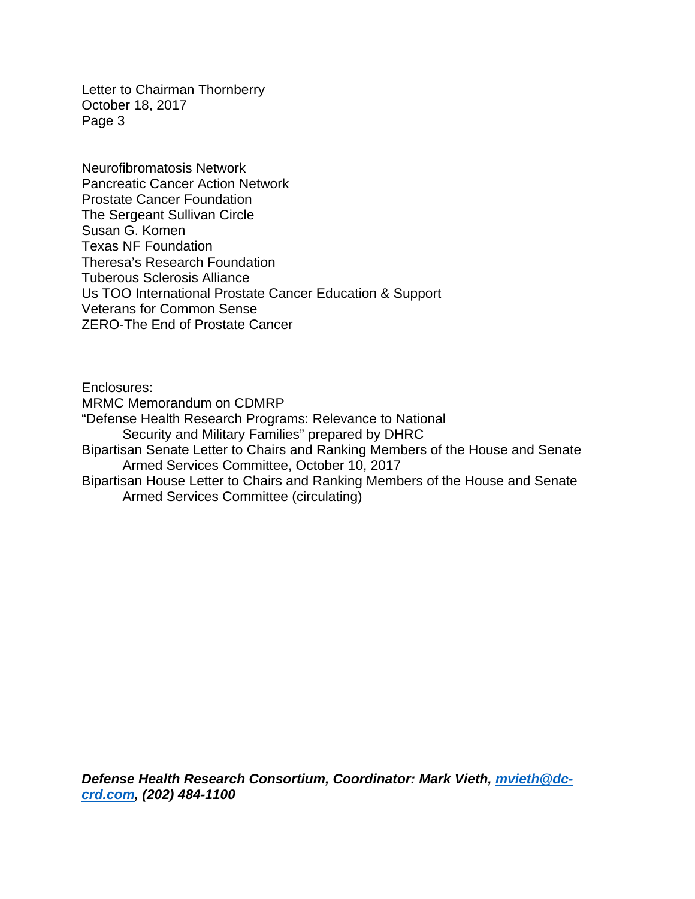Neurofibromatosis Network
Pancreatic Cancer Action Network
Prostate Cancer Foundation
The Sergeant Sullivan Circle
Susan G. Komen
Texas NF Foundation
Theresa's Research Foundation
Tuberous Sclerosis Alliance
Us TOO International Prostate Cancer Education & Support
Veterans for Common Sense
ZERO-The End of Prostate Cancer

Enclosures:
MRMC Memorandum on CDMRP
"Defense Health Research Programs: Relevance to National Security and Military Families" prepared by DHRC
Bipartisan Senate Letter to Chairs and Ranking Members of the House and Senate Armed Services Committee, October 10, 2017
Bipartisan House Letter to Chairs and Ranking Members of the House and Senate Armed Services Committee (circulating)

***Defense Health Research Consortium, Coordinator: Mark Vieth, [mvieth@dc-crd.com](mailto:mvieth@dc-crd.com), (202) 484-1100***